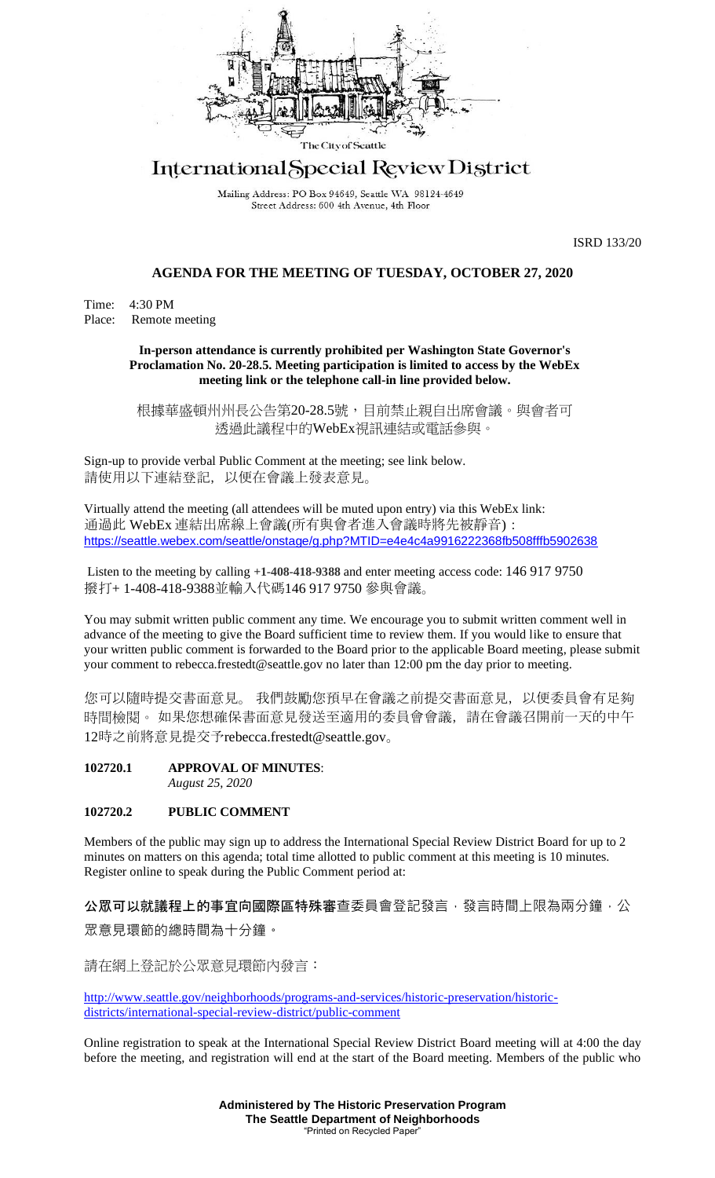The City of Seattle

# International Special Review District

Mailing Address: PO Box 94649, Seattle WA 98124-4649
Street Address: 600 4th Avenue, 4th Floor

ISRD 133/20

## AGENDA FOR THE MEETING OF TUESDAY, OCTOBER 27, 2020

Time: 4:30 PM
Place: Remote meeting

**In-person attendance is currently prohibited per Washington State Governor's Proclamation No. 20-28.5. Meeting participation is limited to access by the WebEx meeting link or the telephone call-in line provided below.**

根據華盛頓州州長公告第20-28.5號，目前禁止親自出席會議。與會者可透過此議程中的WebEx視訊連結或電話參與。

Sign-up to provide verbal Public Comment at the meeting; see link below.
請使用以下連結登記，以便在會議上發表意見。

Virtually attend the meeting (all attendees will be muted upon entry) via this WebEx link:
通過此 WebEx 連結出席線上會議(所有與會者進入會議時將先被靜音)：
https://seattle.webex.com/seattle/onstage/g.php?MTID=e4e4c4a9916222368fb508fffb5902638

Listen to the meeting by calling **+1-408-418-9388** and enter meeting access code: 146 917 9750
撥打+ 1-408-418-9388並輸入代碼146 917 9750 參與會議。

You may submit written public comment any time. We encourage you to submit written comment well in advance of the meeting to give the Board sufficient time to review them. If you would like to ensure that your written public comment is forwarded to the Board prior to the applicable Board meeting, please submit your comment to rebecca.frestedt@seattle.gov no later than 12:00 pm the day prior to meeting.

您可以隨時提交書面意見。 我們鼓勵您預早在會議之前提交書面意見，以便委員會有足夠時間檢閱。 如果您想確保書面意見發送至適用的委員會會議，請在會議召開前一天的中午12時之前將意見提交予rebecca.frestedt@seattle.gov。

**102720.1 APPROVAL OF MINUTES**:
*August 25, 2020*

**102720.2 PUBLIC COMMENT**

Members of the public may sign up to address the International Special Review District Board for up to 2 minutes on matters on this agenda; total time allotted to public comment at this meeting is 10 minutes. Register online to speak during the Public Comment period at:

**公眾可以就議程上的事宜向國際區特殊審**查委員會登記發言，發言時間上限為兩分鐘，公眾意見環節的總時間為十分鐘。

請在網上登記於公眾意見環節內發言：

http://www.seattle.gov/neighborhoods/programs-and-services/historic-preservation/historic-districts/international-special-review-district/public-comment

Online registration to speak at the International Special Review District Board meeting will at 4:00 the day before the meeting, and registration will end at the start of the Board meeting. Members of the public who

**Administered by The Historic Preservation Program**
**The Seattle Department of Neighborhoods**
"Printed on Recycled Paper"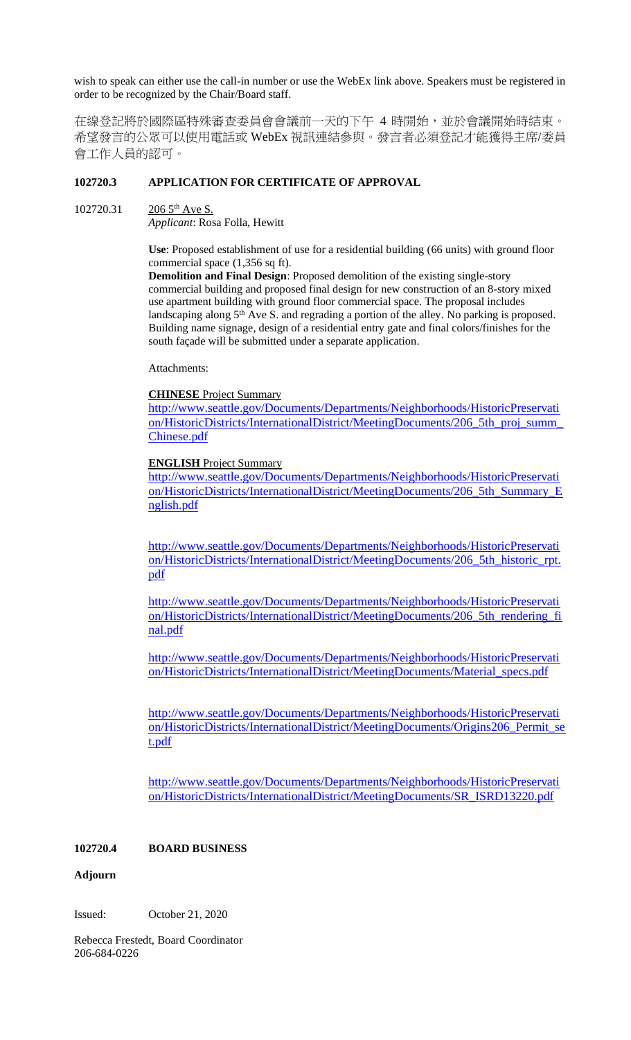wish to speak can either use the call-in number or use the WebEx link above. Speakers must be registered in order to be recognized by the Chair/Board staff.

在線登記將於國際區特殊審查委員會會議前一天的下午 4 時開始，並於會議開始時結束。希望發言的公眾可以使用電話或 WebEx 視訊連結參與。發言者必須登記才能獲得主席/委員會工作人員的認可。

**102720.3 APPLICATION FOR CERTIFICATE OF APPROVAL**

102720.31 206 5th Ave S.

*Applicant*: Rosa Folla, Hewitt

**Use**: Proposed establishment of use for a residential building (66 units) with ground floor commercial space (1,356 sq ft).

**Demolition and Final Design**: Proposed demolition of the existing single-story commercial building and proposed final design for new construction of an 8-story mixed use apartment building with ground floor commercial space. The proposal includes landscaping along 5th Ave S. and regrading a portion of the alley. No parking is proposed. Building name signage, design of a residential entry gate and final colors/finishes for the south façade will be submitted under a separate application.

Attachments:

**CHINESE** Project Summary

http://www.seattle.gov/Documents/Departments/Neighborhoods/HistoricPreservation/HistoricDistricts/InternationalDistrict/MeetingDocuments/206_5th_proj_summ_Chinese.pdf

**ENGLISH** Project Summary

http://www.seattle.gov/Documents/Departments/Neighborhoods/HistoricPreservation/HistoricDistricts/InternationalDistrict/MeetingDocuments/206_5th_Summary_English.pdf

http://www.seattle.gov/Documents/Departments/Neighborhoods/HistoricPreservation/HistoricDistricts/InternationalDistrict/MeetingDocuments/206_5th_historic_rpt.pdf

http://www.seattle.gov/Documents/Departments/Neighborhoods/HistoricPreservation/HistoricDistricts/InternationalDistrict/MeetingDocuments/206_5th_rendering_final.pdf

http://www.seattle.gov/Documents/Departments/Neighborhoods/HistoricPreservation/HistoricDistricts/InternationalDistrict/MeetingDocuments/Material_specs.pdf

http://www.seattle.gov/Documents/Departments/Neighborhoods/HistoricPreservation/HistoricDistricts/InternationalDistrict/MeetingDocuments/Origins206_Permit_set.pdf

http://www.seattle.gov/Documents/Departments/Neighborhoods/HistoricPreservation/HistoricDistricts/InternationalDistrict/MeetingDocuments/SR_ISRD13220.pdf

**102720.4 BOARD BUSINESS**

**Adjourn**

Issued: October 21, 2020

Rebecca Frestedt, Board Coordinator
206-684-0226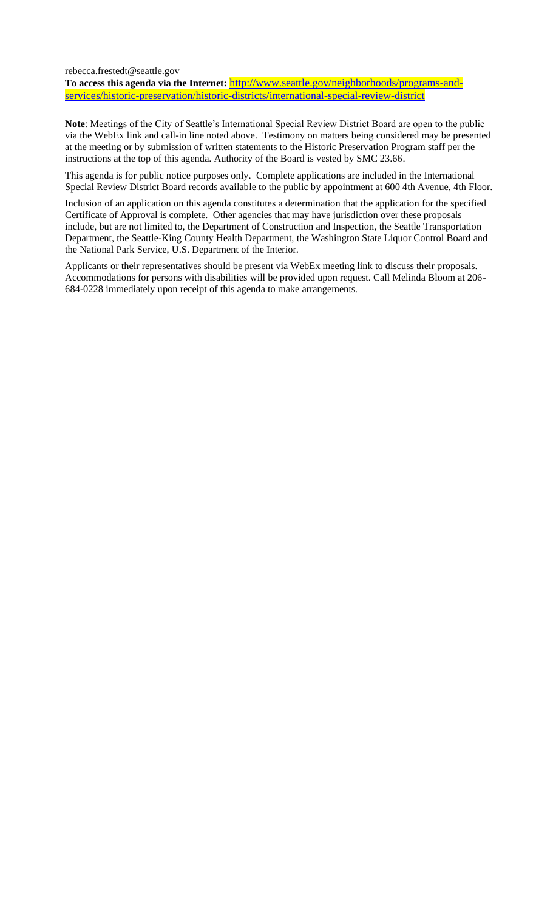rebecca.frestedt@seattle.gov

**To access this agenda via the Internet:** [http://www.seattle.gov/neighborhoods/programs-and-services/historic-preservation/historic-districts/international-special-review-district](http://www.seattle.gov/neighborhoods/programs-and-services/historic-preservation/historic-districts/international-special-review-district)

**Note**: Meetings of the City of Seattle's International Special Review District Board are open to the public via the WebEx link and call-in line noted above. Testimony on matters being considered may be presented at the meeting or by submission of written statements to the Historic Preservation Program staff per the instructions at the top of this agenda. Authority of the Board is vested by SMC 23.66.

This agenda is for public notice purposes only. Complete applications are included in the International Special Review District Board records available to the public by appointment at 600 4th Avenue, 4th Floor.

Inclusion of an application on this agenda constitutes a determination that the application for the specified Certificate of Approval is complete. Other agencies that may have jurisdiction over these proposals include, but are not limited to, the Department of Construction and Inspection, the Seattle Transportation Department, the Seattle-King County Health Department, the Washington State Liquor Control Board and the National Park Service, U.S. Department of the Interior.

Applicants or their representatives should be present via WebEx meeting link to discuss their proposals. Accommodations for persons with disabilities will be provided upon request. Call Melinda Bloom at 206-684-0228 immediately upon receipt of this agenda to make arrangements.